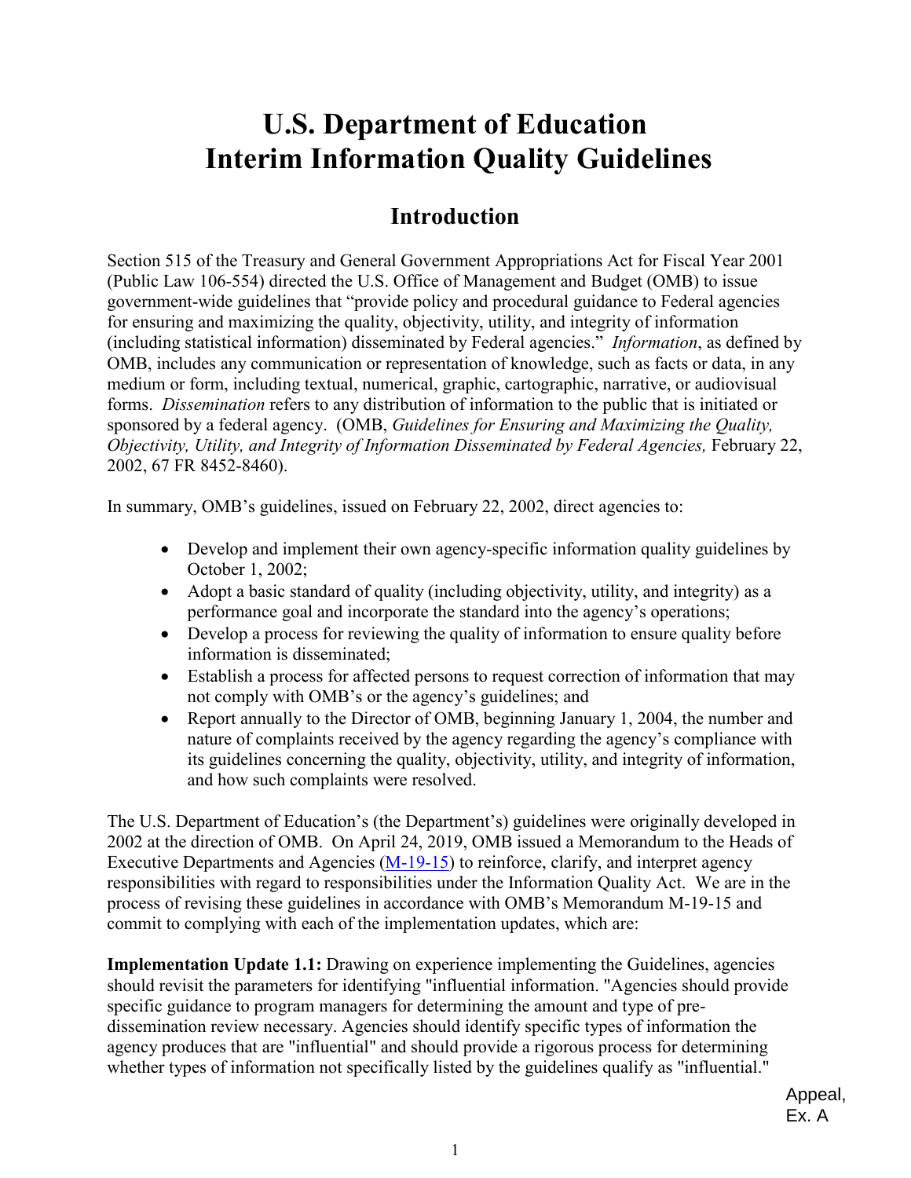# U.S. Department of Education
# Interim Information Quality Guidelines

## Introduction

Section 515 of the Treasury and General Government Appropriations Act for Fiscal Year 2001 (Public Law 106-554) directed the U.S. Office of Management and Budget (OMB) to issue government-wide guidelines that "provide policy and procedural guidance to Federal agencies for ensuring and maximizing the quality, objectivity, utility, and integrity of information (including statistical information) disseminated by Federal agencies." *Information*, as defined by OMB, includes any communication or representation of knowledge, such as facts or data, in any medium or form, including textual, numerical, graphic, cartographic, narrative, or audiovisual forms. *Dissemination* refers to any distribution of information to the public that is initiated or sponsored by a federal agency. (OMB, *Guidelines for Ensuring and Maximizing the Quality, Objectivity, Utility, and Integrity of Information Disseminated by Federal Agencies,* February 22, 2002, 67 FR 8452-8460).

In summary, OMB's guidelines, issued on February 22, 2002, direct agencies to:

- Develop and implement their own agency-specific information quality guidelines by October 1, 2002;
- Adopt a basic standard of quality (including objectivity, utility, and integrity) as a performance goal and incorporate the standard into the agency's operations;
- Develop a process for reviewing the quality of information to ensure quality before information is disseminated;
- Establish a process for affected persons to request correction of information that may not comply with OMB's or the agency's guidelines; and
- Report annually to the Director of OMB, beginning January 1, 2004, the number and nature of complaints received by the agency regarding the agency's compliance with its guidelines concerning the quality, objectivity, utility, and integrity of information, and how such complaints were resolved.

The U.S. Department of Education's (the Department's) guidelines were originally developed in 2002 at the direction of OMB. On April 24, 2019, OMB issued a Memorandum to the Heads of Executive Departments and Agencies (M-19-15) to reinforce, clarify, and interpret agency responsibilities with regard to responsibilities under the Information Quality Act. We are in the process of revising these guidelines in accordance with OMB's Memorandum M-19-15 and commit to complying with each of the implementation updates, which are:

**Implementation Update 1.1:** Drawing on experience implementing the Guidelines, agencies should revisit the parameters for identifying "influential information. "Agencies should provide specific guidance to program managers for determining the amount and type of pre-dissemination review necessary. Agencies should identify specific types of information the agency produces that are "influential" and should provide a rigorous process for determining whether types of information not specifically listed by the guidelines qualify as "influential."

Appeal, Ex. A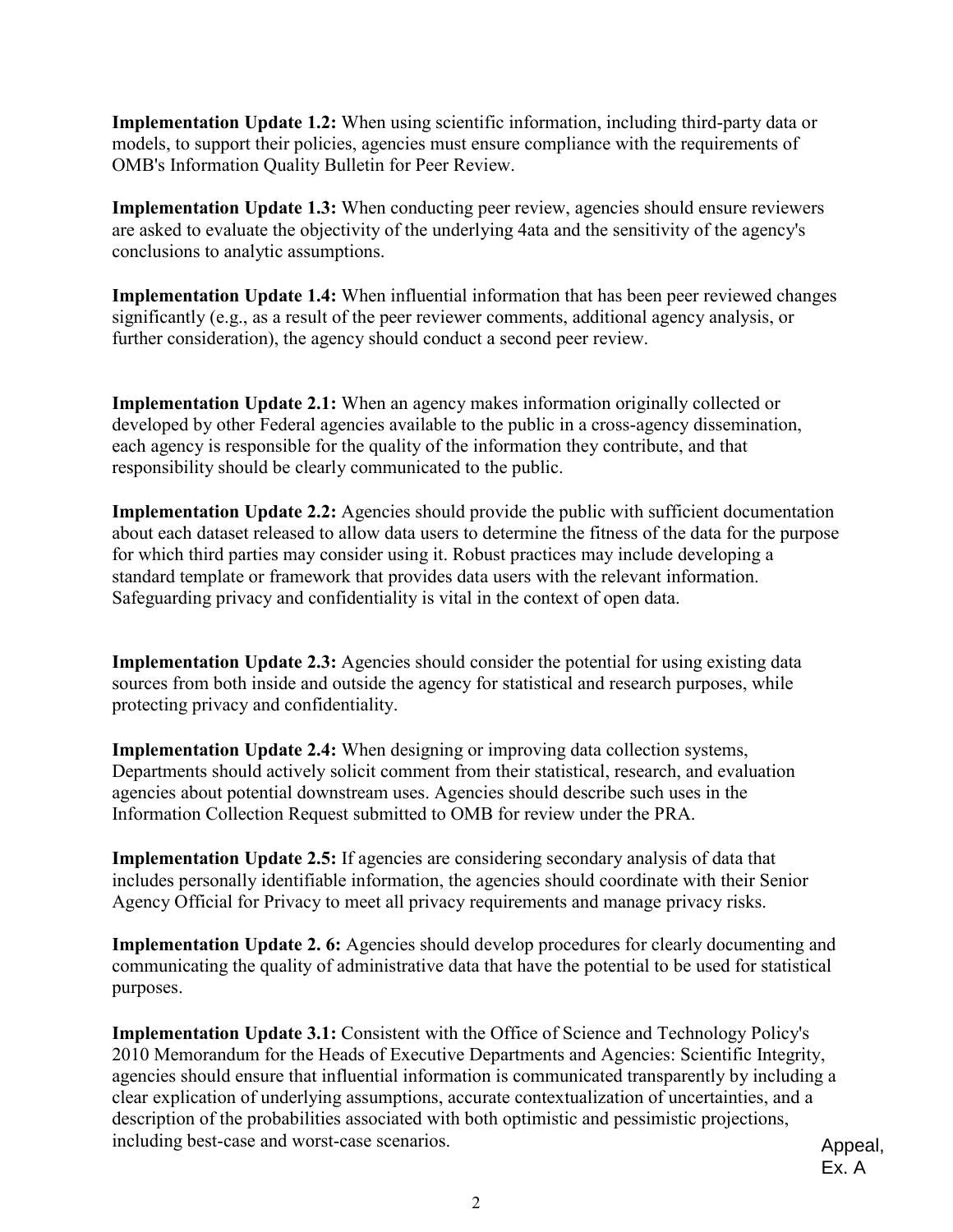**Implementation Update 1.2:** When using scientific information, including third-party data or models, to support their policies, agencies must ensure compliance with the requirements of OMB's Information Quality Bulletin for Peer Review.

**Implementation Update 1.3:** When conducting peer review, agencies should ensure reviewers are asked to evaluate the objectivity of the underlying 4ata and the sensitivity of the agency's conclusions to analytic assumptions.

**Implementation Update 1.4:** When influential information that has been peer reviewed changes significantly (e.g., as a result of the peer reviewer comments, additional agency analysis, or further consideration), the agency should conduct a second peer review.

**Implementation Update 2.1:** When an agency makes information originally collected or developed by other Federal agencies available to the public in a cross-agency dissemination, each agency is responsible for the quality of the information they contribute, and that responsibility should be clearly communicated to the public.

**Implementation Update 2.2:** Agencies should provide the public with sufficient documentation about each dataset released to allow data users to determine the fitness of the data for the purpose for which third parties may consider using it. Robust practices may include developing a standard template or framework that provides data users with the relevant information. Safeguarding privacy and confidentiality is vital in the context of open data.

**Implementation Update 2.3:** Agencies should consider the potential for using existing data sources from both inside and outside the agency for statistical and research purposes, while protecting privacy and confidentiality.

**Implementation Update 2.4:** When designing or improving data collection systems, Departments should actively solicit comment from their statistical, research, and evaluation agencies about potential downstream uses. Agencies should describe such uses in the Information Collection Request submitted to OMB for review under the PRA.

**Implementation Update 2.5:** If agencies are considering secondary analysis of data that includes personally identifiable information, the agencies should coordinate with their Senior Agency Official for Privacy to meet all privacy requirements and manage privacy risks.

**Implementation Update 2. 6:** Agencies should develop procedures for clearly documenting and communicating the quality of administrative data that have the potential to be used for statistical purposes.

**Implementation Update 3.1:** Consistent with the Office of Science and Technology Policy's 2010 Memorandum for the Heads of Executive Departments and Agencies: Scientific Integrity, agencies should ensure that influential information is communicated transparently by including a clear explication of underlying assumptions, accurate contextualization of uncertainties, and a description of the probabilities associated with both optimistic and pessimistic projections, including best-case and worst-case scenarios.

Appeal, Ex. A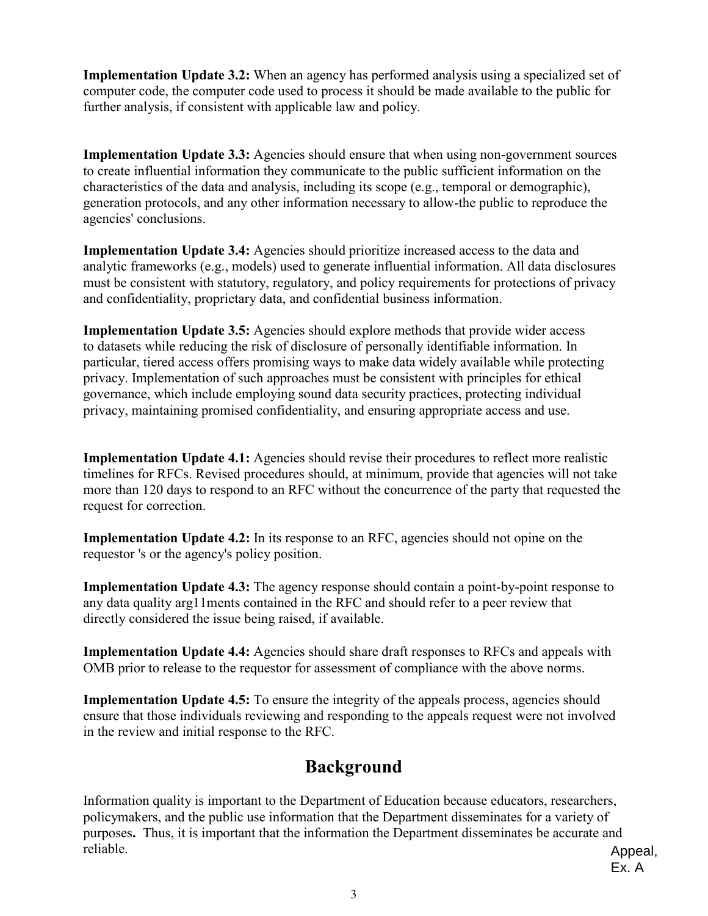**Implementation Update 3.2:** When an agency has performed analysis using a specialized set of computer code, the computer code used to process it should be made available to the public for further analysis, if consistent with applicable law and policy.

**Implementation Update 3.3:** Agencies should ensure that when using non-government sources to create influential information they communicate to the public sufficient information on the characteristics of the data and analysis, including its scope (e.g., temporal or demographic), generation protocols, and any other information necessary to allow-the public to reproduce the agencies' conclusions.

**Implementation Update 3.4:** Agencies should prioritize increased access to the data and analytic frameworks (e.g., models) used to generate influential information. All data disclosures must be consistent with statutory, regulatory, and policy requirements for protections of privacy and confidentiality, proprietary data, and confidential business information.

**Implementation Update 3.5:** Agencies should explore methods that provide wider access to datasets while reducing the risk of disclosure of personally identifiable information. In particular, tiered access offers promising ways to make data widely available while protecting privacy. Implementation of such approaches must be consistent with principles for ethical governance, which include employing sound data security practices, protecting individual privacy, maintaining promised confidentiality, and ensuring appropriate access and use.

**Implementation Update 4.1:** Agencies should revise their procedures to reflect more realistic timelines for RFCs. Revised procedures should, at minimum, provide that agencies will not take more than 120 days to respond to an RFC without the concurrence of the party that requested the request for correction.

**Implementation Update 4.2:** In its response to an RFC, agencies should not opine on the requestor 's or the agency's policy position.

**Implementation Update 4.3:** The agency response should contain a point-by-point response to any data quality arg1ments contained in the RFC and should refer to a peer review that directly considered the issue being raised, if available.

**Implementation Update 4.4:** Agencies should share draft responses to RFCs and appeals with OMB prior to release to the requestor for assessment of compliance with the above norms.

**Implementation Update 4.5:** To ensure the integrity of the appeals process, agencies should ensure that those individuals reviewing and responding to the appeals request were not involved in the review and initial response to the RFC.

## Background

Information quality is important to the Department of Education because educators, researchers, policymakers, and the public use information that the Department disseminates for a variety of purposes**.** Thus, it is important that the information the Department disseminates be accurate and reliable.

Appeal, Ex. A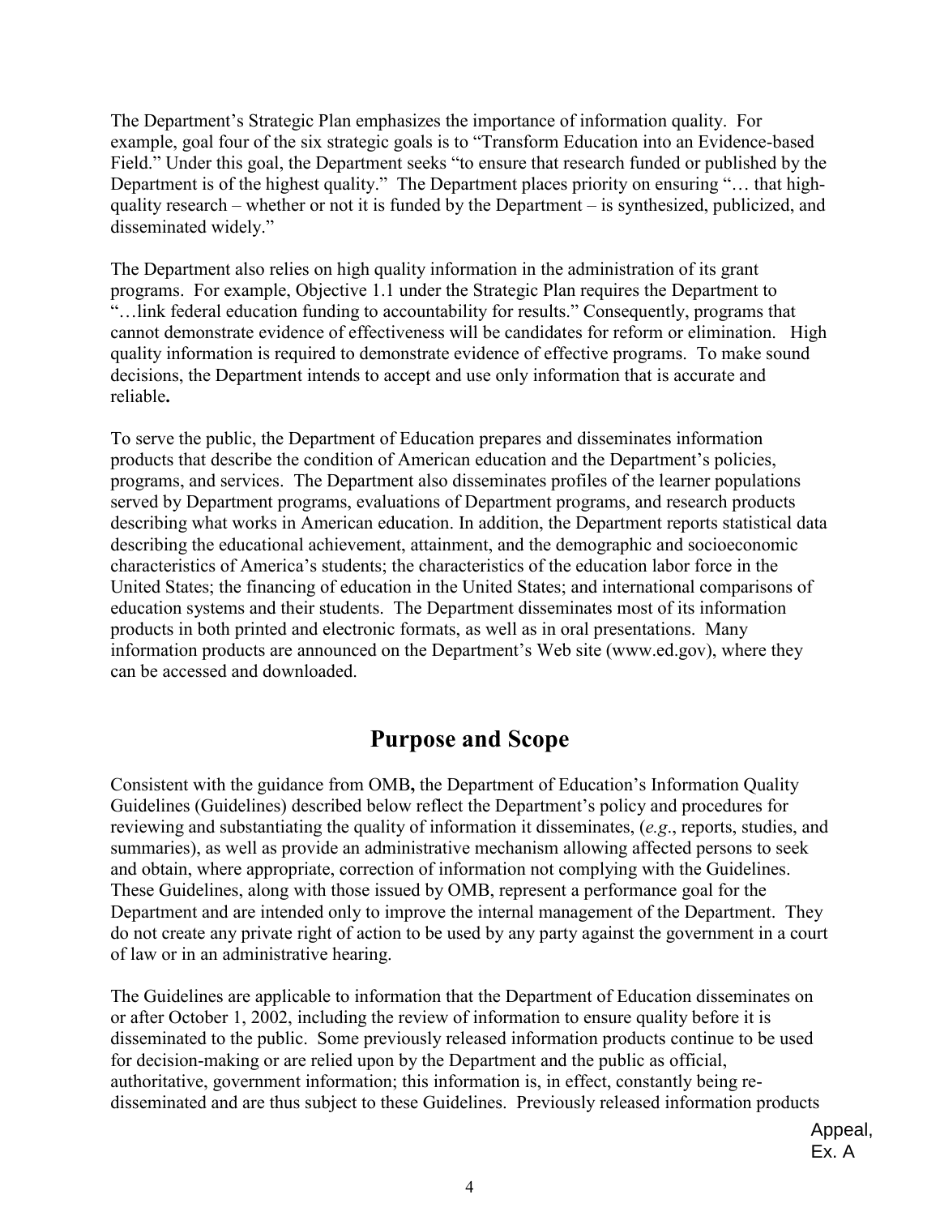The Department's Strategic Plan emphasizes the importance of information quality. For example, goal four of the six strategic goals is to "Transform Education into an Evidence-based Field." Under this goal, the Department seeks "to ensure that research funded or published by the Department is of the highest quality." The Department places priority on ensuring "… that high-quality research – whether or not it is funded by the Department – is synthesized, publicized, and disseminated widely."

The Department also relies on high quality information in the administration of its grant programs. For example, Objective 1.1 under the Strategic Plan requires the Department to "…link federal education funding to accountability for results." Consequently, programs that cannot demonstrate evidence of effectiveness will be candidates for reform or elimination. High quality information is required to demonstrate evidence of effective programs. To make sound decisions, the Department intends to accept and use only information that is accurate and reliable**.**

To serve the public, the Department of Education prepares and disseminates information products that describe the condition of American education and the Department's policies, programs, and services. The Department also disseminates profiles of the learner populations served by Department programs, evaluations of Department programs, and research products describing what works in American education. In addition, the Department reports statistical data describing the educational achievement, attainment, and the demographic and socioeconomic characteristics of America's students; the characteristics of the education labor force in the United States; the financing of education in the United States; and international comparisons of education systems and their students. The Department disseminates most of its information products in both printed and electronic formats, as well as in oral presentations. Many information products are announced on the Department's Web site (www.ed.gov), where they can be accessed and downloaded.

## Purpose and Scope

Consistent with the guidance from OMB**,** the Department of Education's Information Quality Guidelines (Guidelines) described below reflect the Department's policy and procedures for reviewing and substantiating the quality of information it disseminates, (*e.g*., reports, studies, and summaries), as well as provide an administrative mechanism allowing affected persons to seek and obtain, where appropriate, correction of information not complying with the Guidelines. These Guidelines, along with those issued by OMB, represent a performance goal for the Department and are intended only to improve the internal management of the Department. They do not create any private right of action to be used by any party against the government in a court of law or in an administrative hearing.

The Guidelines are applicable to information that the Department of Education disseminates on or after October 1, 2002, including the review of information to ensure quality before it is disseminated to the public. Some previously released information products continue to be used for decision-making or are relied upon by the Department and the public as official, authoritative, government information; this information is, in effect, constantly being re-disseminated and are thus subject to these Guidelines. Previously released information products

Appeal,
Ex. A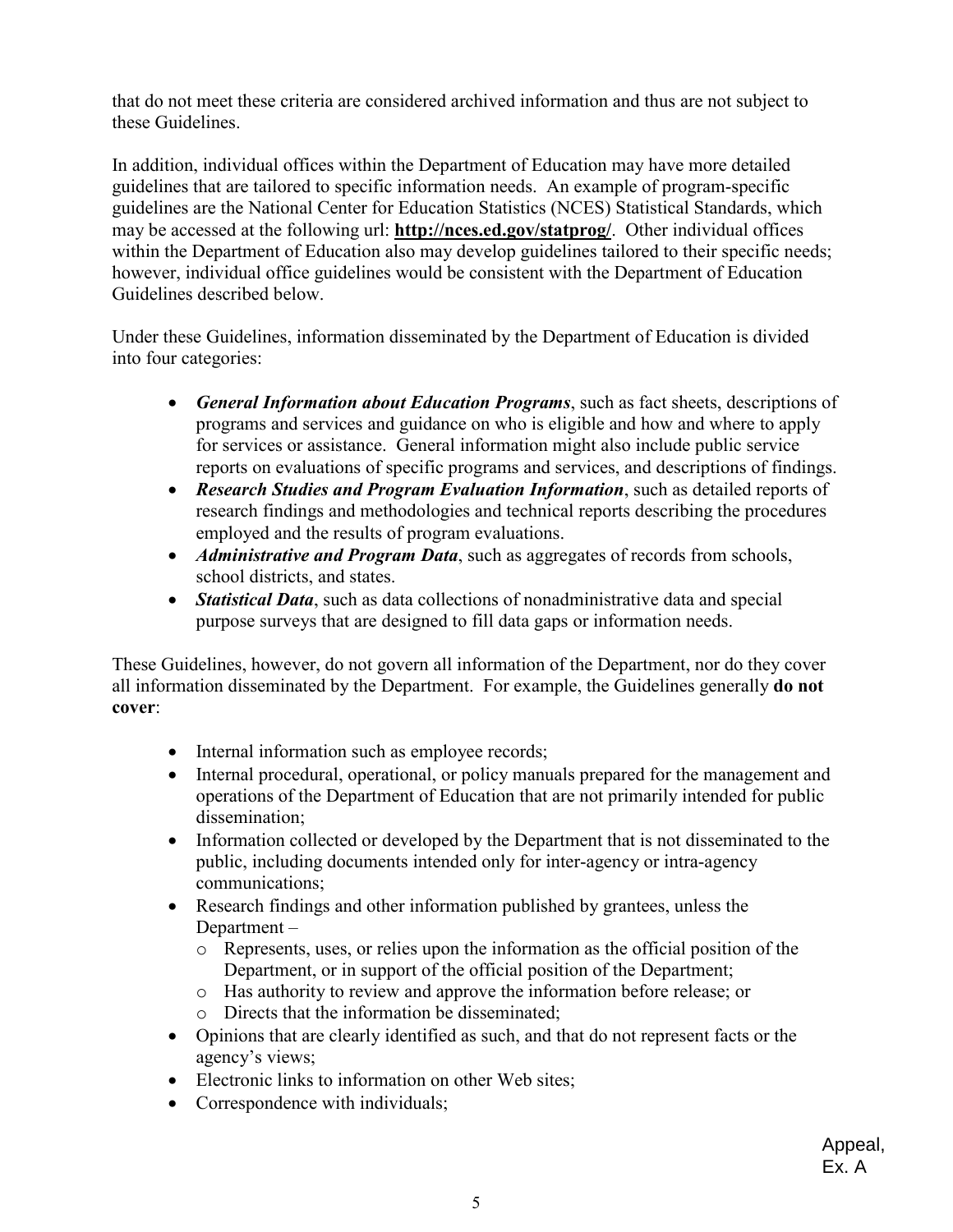that do not meet these criteria are considered archived information and thus are not subject to these Guidelines.

In addition, individual offices within the Department of Education may have more detailed guidelines that are tailored to specific information needs. An example of program-specific guidelines are the National Center for Education Statistics (NCES) Statistical Standards, which may be accessed at the following url: **http://nces.ed.gov/statprog/**. Other individual offices within the Department of Education also may develop guidelines tailored to their specific needs; however, individual office guidelines would be consistent with the Department of Education Guidelines described below.

Under these Guidelines, information disseminated by the Department of Education is divided into four categories:

- ***General Information about Education Programs***, such as fact sheets, descriptions of programs and services and guidance on who is eligible and how and where to apply for services or assistance. General information might also include public service reports on evaluations of specific programs and services, and descriptions of findings.
- ***Research Studies and Program Evaluation Information***, such as detailed reports of research findings and methodologies and technical reports describing the procedures employed and the results of program evaluations.
- ***Administrative and Program Data***, such as aggregates of records from schools, school districts, and states.
- ***Statistical Data***, such as data collections of nonadministrative data and special purpose surveys that are designed to fill data gaps or information needs.

These Guidelines, however, do not govern all information of the Department, nor do they cover all information disseminated by the Department. For example, the Guidelines generally **do not cover**:

- Internal information such as employee records;
- Internal procedural, operational, or policy manuals prepared for the management and operations of the Department of Education that are not primarily intended for public dissemination;
- Information collected or developed by the Department that is not disseminated to the public, including documents intended only for inter-agency or intra-agency communications;
- Research findings and other information published by grantees, unless the Department –
  - Represents, uses, or relies upon the information as the official position of the Department, or in support of the official position of the Department;
  - Has authority to review and approve the information before release; or
  - Directs that the information be disseminated;
- Opinions that are clearly identified as such, and that do not represent facts or the agency's views;
- Electronic links to information on other Web sites;
- Correspondence with individuals;

Appeal, Ex. A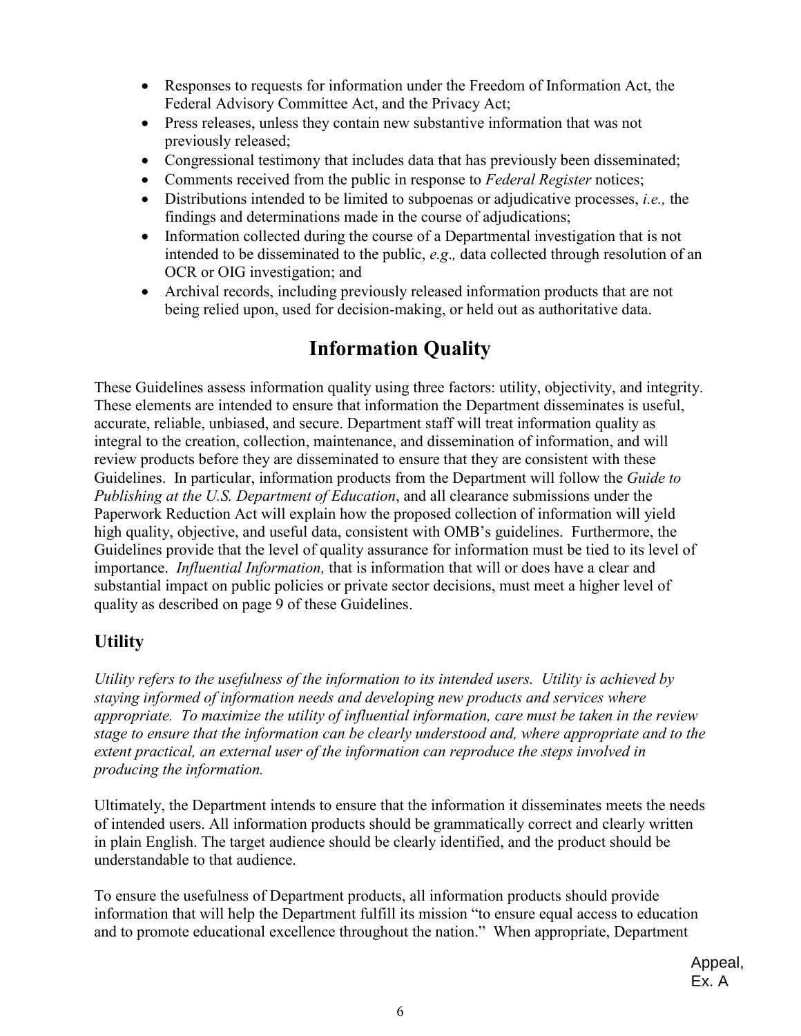- Responses to requests for information under the Freedom of Information Act, the Federal Advisory Committee Act, and the Privacy Act;
- Press releases, unless they contain new substantive information that was not previously released;
- Congressional testimony that includes data that has previously been disseminated;
- Comments received from the public in response to *Federal Register* notices;
- Distributions intended to be limited to subpoenas or adjudicative processes, *i.e.,* the findings and determinations made in the course of adjudications;
- Information collected during the course of a Departmental investigation that is not intended to be disseminated to the public, *e.g.,* data collected through resolution of an OCR or OIG investigation; and
- Archival records, including previously released information products that are not being relied upon, used for decision-making, or held out as authoritative data.

# Information Quality

These Guidelines assess information quality using three factors: utility, objectivity, and integrity. These elements are intended to ensure that information the Department disseminates is useful, accurate, reliable, unbiased, and secure. Department staff will treat information quality as integral to the creation, collection, maintenance, and dissemination of information, and will review products before they are disseminated to ensure that they are consistent with these Guidelines. In particular, information products from the Department will follow the *Guide to Publishing at the U.S. Department of Education*, and all clearance submissions under the Paperwork Reduction Act will explain how the proposed collection of information will yield high quality, objective, and useful data, consistent with OMB's guidelines. Furthermore, the Guidelines provide that the level of quality assurance for information must be tied to its level of importance. *Influential Information,* that is information that will or does have a clear and substantial impact on public policies or private sector decisions, must meet a higher level of quality as described on page 9 of these Guidelines.

## Utility

*Utility refers to the usefulness of the information to its intended users. Utility is achieved by staying informed of information needs and developing new products and services where appropriate. To maximize the utility of influential information, care must be taken in the review stage to ensure that the information can be clearly understood and, where appropriate and to the extent practical, an external user of the information can reproduce the steps involved in producing the information.*

Ultimately, the Department intends to ensure that the information it disseminates meets the needs of intended users. All information products should be grammatically correct and clearly written in plain English. The target audience should be clearly identified, and the product should be understandable to that audience.

To ensure the usefulness of Department products, all information products should provide information that will help the Department fulfill its mission "to ensure equal access to education and to promote educational excellence throughout the nation." When appropriate, Department

Appeal, Ex. A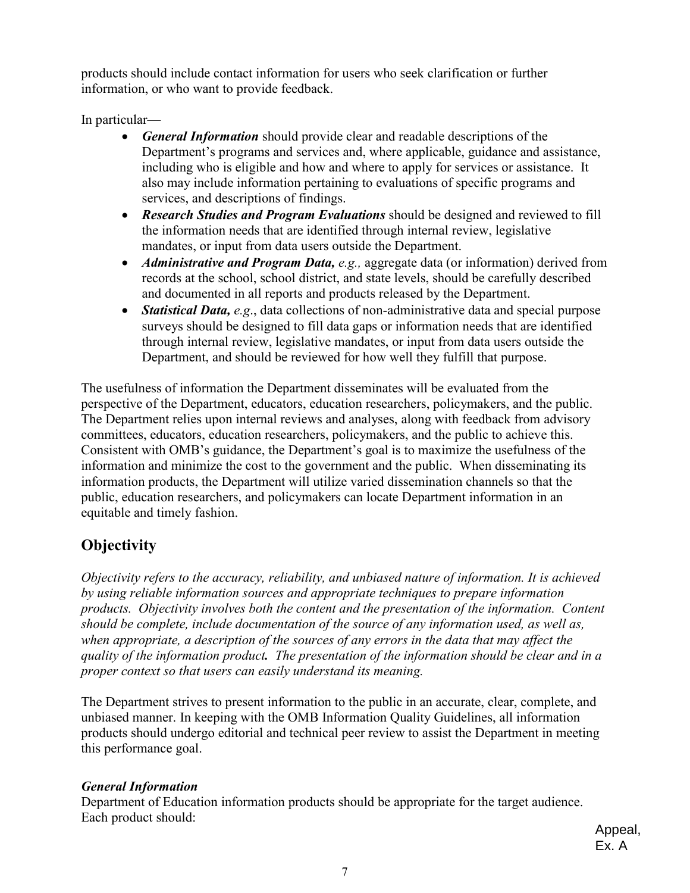products should include contact information for users who seek clarification or further information, or who want to provide feedback.

In particular—

- ***General Information*** should provide clear and readable descriptions of the Department's programs and services and, where applicable, guidance and assistance, including who is eligible and how and where to apply for services or assistance. It also may include information pertaining to evaluations of specific programs and services, and descriptions of findings.
- ***Research Studies and Program Evaluations*** should be designed and reviewed to fill the information needs that are identified through internal review, legislative mandates, or input from data users outside the Department.
- ***Administrative and Program Data,*** *e.g.,* aggregate data (or information) derived from records at the school, school district, and state levels, should be carefully described and documented in all reports and products released by the Department.
- ***Statistical Data,*** *e.g*., data collections of non-administrative data and special purpose surveys should be designed to fill data gaps or information needs that are identified through internal review, legislative mandates, or input from data users outside the Department, and should be reviewed for how well they fulfill that purpose.

The usefulness of information the Department disseminates will be evaluated from the perspective of the Department, educators, education researchers, policymakers, and the public. The Department relies upon internal reviews and analyses, along with feedback from advisory committees, educators, education researchers, policymakers, and the public to achieve this. Consistent with OMB's guidance, the Department's goal is to maximize the usefulness of the information and minimize the cost to the government and the public. When disseminating its information products, the Department will utilize varied dissemination channels so that the public, education researchers, and policymakers can locate Department information in an equitable and timely fashion.

## Objectivity

*Objectivity refers to the accuracy, reliability, and unbiased nature of information. It is achieved by using reliable information sources and appropriate techniques to prepare information products. Objectivity involves both the content and the presentation of the information. Content should be complete, include documentation of the source of any information used, as well as, when appropriate, a description of the sources of any errors in the data that may affect the quality of the information product**.** The presentation of the information should be clear and in a proper context so that users can easily understand its meaning.*

The Department strives to present information to the public in an accurate, clear, complete, and unbiased manner. In keeping with the OMB Information Quality Guidelines, all information products should undergo editorial and technical peer review to assist the Department in meeting this performance goal.

### *General Information*

Department of Education information products should be appropriate for the target audience. Each product should:

Appeal,
Ex. A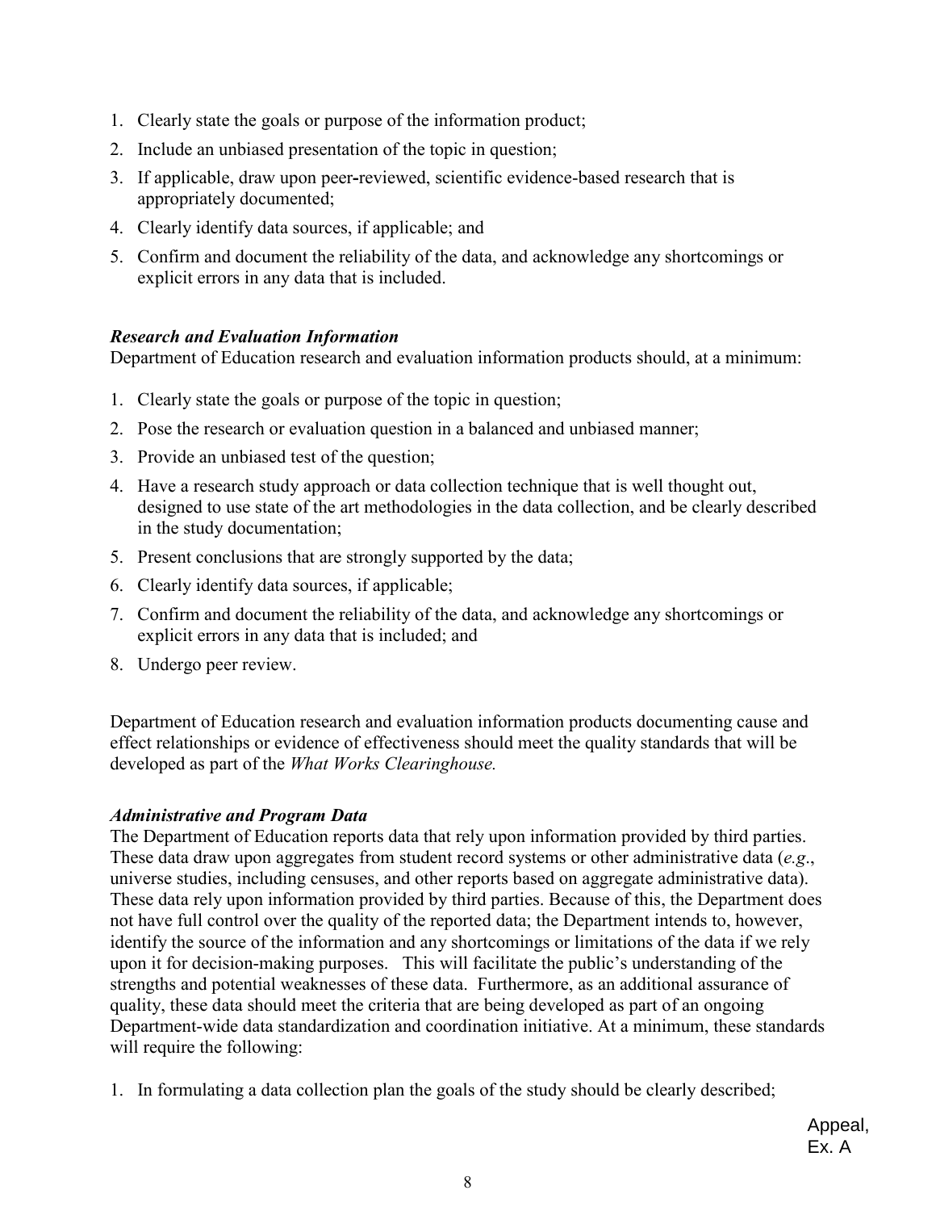1. Clearly state the goals or purpose of the information product;
2. Include an unbiased presentation of the topic in question;
3. If applicable, draw upon peer-reviewed, scientific evidence-based research that is appropriately documented;
4. Clearly identify data sources, if applicable; and
5. Confirm and document the reliability of the data, and acknowledge any shortcomings or explicit errors in any data that is included.

***Research and Evaluation Information***

Department of Education research and evaluation information products should, at a minimum:

1. Clearly state the goals or purpose of the topic in question;
2. Pose the research or evaluation question in a balanced and unbiased manner;
3. Provide an unbiased test of the question;
4. Have a research study approach or data collection technique that is well thought out, designed to use state of the art methodologies in the data collection, and be clearly described in the study documentation;
5. Present conclusions that are strongly supported by the data;
6. Clearly identify data sources, if applicable;
7. Confirm and document the reliability of the data, and acknowledge any shortcomings or explicit errors in any data that is included; and
8. Undergo peer review.

Department of Education research and evaluation information products documenting cause and effect relationships or evidence of effectiveness should meet the quality standards that will be developed as part of the *What Works Clearinghouse.*

***Administrative and Program Data***

The Department of Education reports data that rely upon information provided by third parties. These data draw upon aggregates from student record systems or other administrative data (*e.g*., universe studies, including censuses, and other reports based on aggregate administrative data). These data rely upon information provided by third parties. Because of this, the Department does not have full control over the quality of the reported data; the Department intends to, however, identify the source of the information and any shortcomings or limitations of the data if we rely upon it for decision-making purposes. This will facilitate the public's understanding of the strengths and potential weaknesses of these data. Furthermore, as an additional assurance of quality, these data should meet the criteria that are being developed as part of an ongoing Department-wide data standardization and coordination initiative. At a minimum, these standards will require the following:

1. In formulating a data collection plan the goals of the study should be clearly described;

Appeal, Ex. A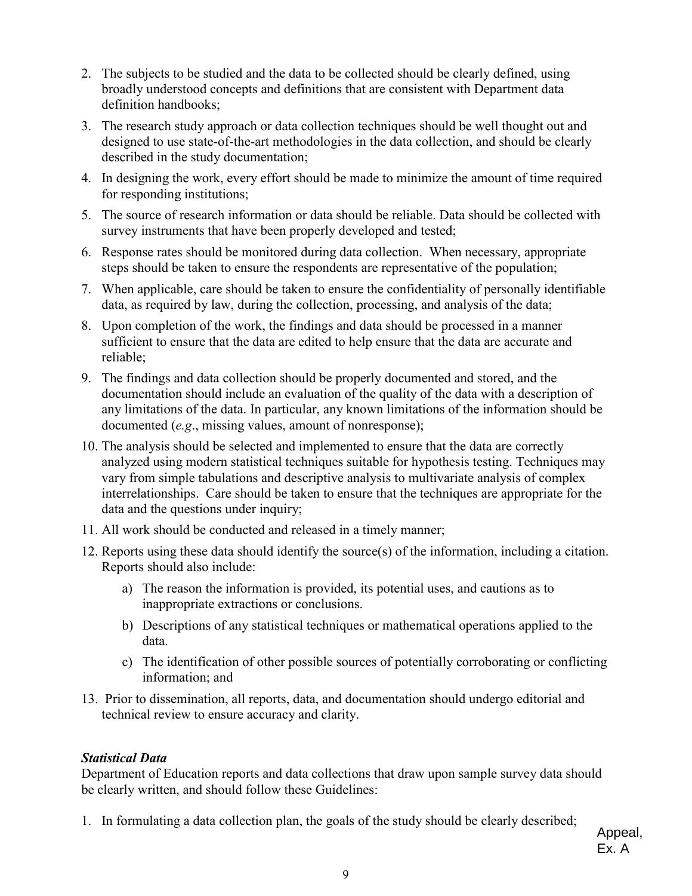2. The subjects to be studied and the data to be collected should be clearly defined, using broadly understood concepts and definitions that are consistent with Department data definition handbooks;
3. The research study approach or data collection techniques should be well thought out and designed to use state-of-the-art methodologies in the data collection, and should be clearly described in the study documentation;
4. In designing the work, every effort should be made to minimize the amount of time required for responding institutions;
5. The source of research information or data should be reliable. Data should be collected with survey instruments that have been properly developed and tested;
6. Response rates should be monitored during data collection. When necessary, appropriate steps should be taken to ensure the respondents are representative of the population;
7. When applicable, care should be taken to ensure the confidentiality of personally identifiable data, as required by law, during the collection, processing, and analysis of the data;
8. Upon completion of the work, the findings and data should be processed in a manner sufficient to ensure that the data are edited to help ensure that the data are accurate and reliable;
9. The findings and data collection should be properly documented and stored, and the documentation should include an evaluation of the quality of the data with a description of any limitations of the data. In particular, any known limitations of the information should be documented (*e.g*., missing values, amount of nonresponse);
10. The analysis should be selected and implemented to ensure that the data are correctly analyzed using modern statistical techniques suitable for hypothesis testing. Techniques may vary from simple tabulations and descriptive analysis to multivariate analysis of complex interrelationships. Care should be taken to ensure that the techniques are appropriate for the data and the questions under inquiry;
11. All work should be conducted and released in a timely manner;
12. Reports using these data should identify the source(s) of the information, including a citation. Reports should also include:
    a) The reason the information is provided, its potential uses, and cautions as to inappropriate extractions or conclusions.
    b) Descriptions of any statistical techniques or mathematical operations applied to the data.
    c) The identification of other possible sources of potentially corroborating or conflicting information; and
13. Prior to dissemination, all reports, data, and documentation should undergo editorial and technical review to ensure accuracy and clarity.

***Statistical Data***

Department of Education reports and data collections that draw upon sample survey data should be clearly written, and should follow these Guidelines:

1. In formulating a data collection plan, the goals of the study should be clearly described;

Appeal, Ex. A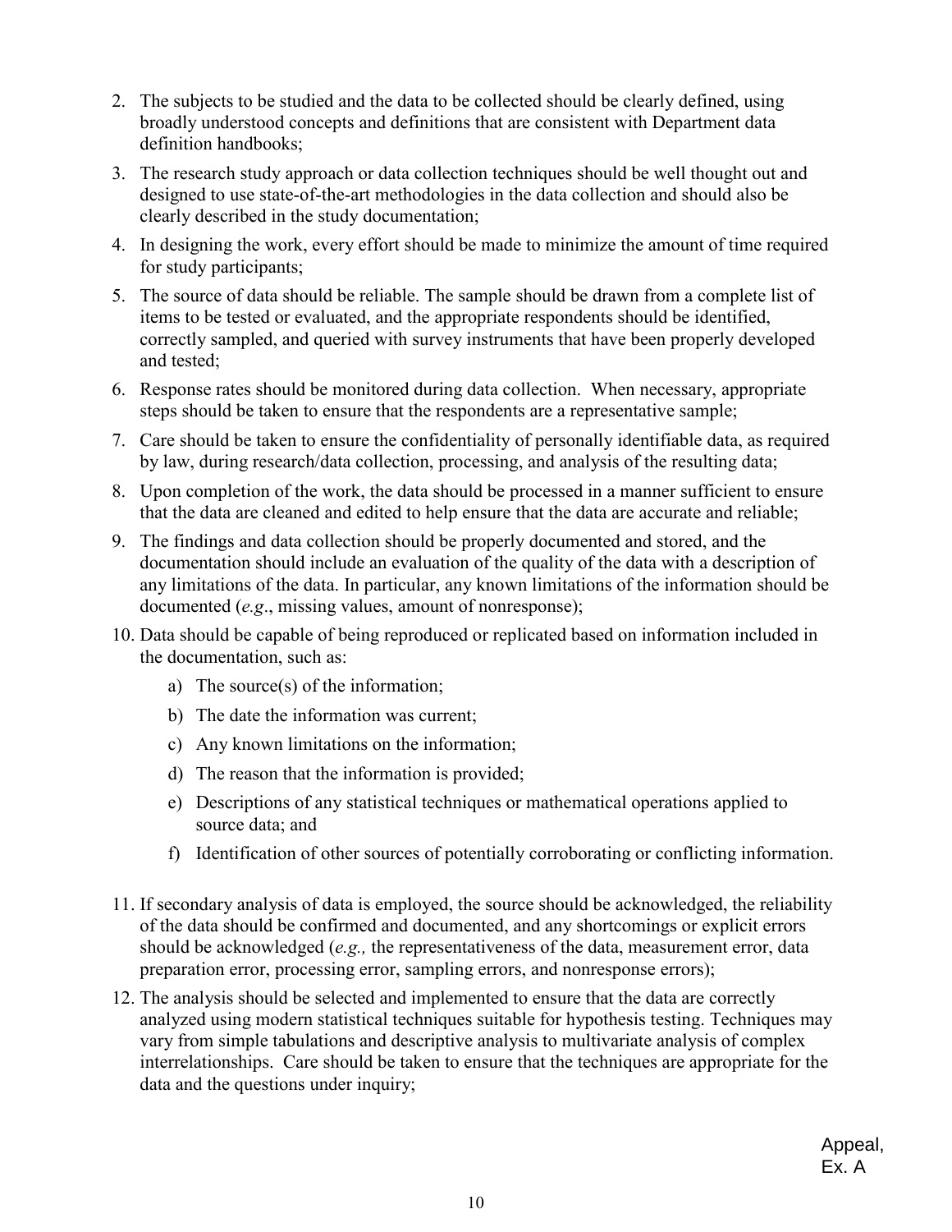2. The subjects to be studied and the data to be collected should be clearly defined, using broadly understood concepts and definitions that are consistent with Department data definition handbooks;
3. The research study approach or data collection techniques should be well thought out and designed to use state-of-the-art methodologies in the data collection and should also be clearly described in the study documentation;
4. In designing the work, every effort should be made to minimize the amount of time required for study participants;
5. The source of data should be reliable. The sample should be drawn from a complete list of items to be tested or evaluated, and the appropriate respondents should be identified, correctly sampled, and queried with survey instruments that have been properly developed and tested;
6. Response rates should be monitored during data collection. When necessary, appropriate steps should be taken to ensure that the respondents are a representative sample;
7. Care should be taken to ensure the confidentiality of personally identifiable data, as required by law, during research/data collection, processing, and analysis of the resulting data;
8. Upon completion of the work, the data should be processed in a manner sufficient to ensure that the data are cleaned and edited to help ensure that the data are accurate and reliable;
9. The findings and data collection should be properly documented and stored, and the documentation should include an evaluation of the quality of the data with a description of any limitations of the data. In particular, any known limitations of the information should be documented (*e.g*., missing values, amount of nonresponse);
10. Data should be capable of being reproduced or replicated based on information included in the documentation, such as:
    a) The source(s) of the information;
    b) The date the information was current;
    c) Any known limitations on the information;
    d) The reason that the information is provided;
    e) Descriptions of any statistical techniques or mathematical operations applied to source data; and
    f) Identification of other sources of potentially corroborating or conflicting information.
11. If secondary analysis of data is employed, the source should be acknowledged, the reliability of the data should be confirmed and documented, and any shortcomings or explicit errors should be acknowledged (*e.g.,* the representativeness of the data, measurement error, data preparation error, processing error, sampling errors, and nonresponse errors);
12. The analysis should be selected and implemented to ensure that the data are correctly analyzed using modern statistical techniques suitable for hypothesis testing. Techniques may vary from simple tabulations and descriptive analysis to multivariate analysis of complex interrelationships. Care should be taken to ensure that the techniques are appropriate for the data and the questions under inquiry;

Appeal, Ex. A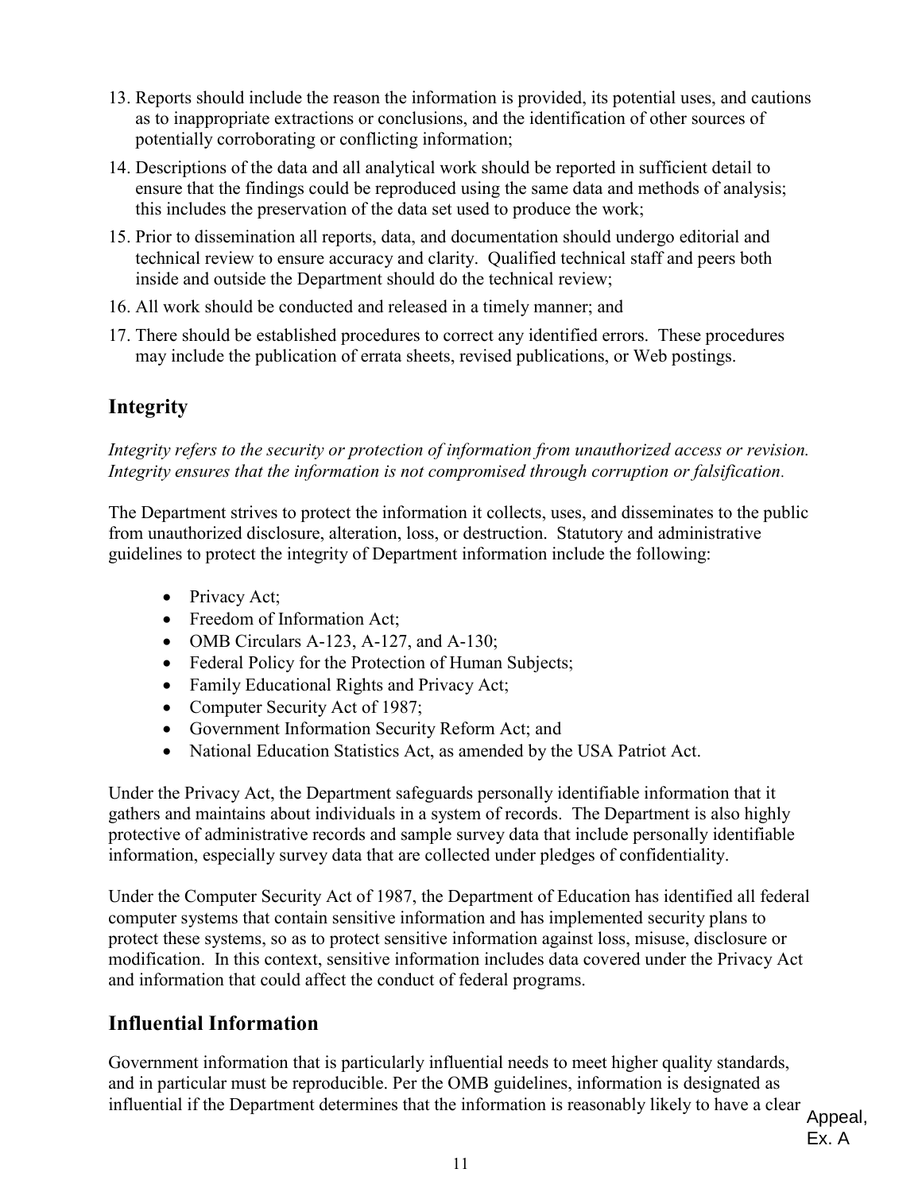13. Reports should include the reason the information is provided, its potential uses, and cautions as to inappropriate extractions or conclusions, and the identification of other sources of potentially corroborating or conflicting information;
14. Descriptions of the data and all analytical work should be reported in sufficient detail to ensure that the findings could be reproduced using the same data and methods of analysis; this includes the preservation of the data set used to produce the work;
15. Prior to dissemination all reports, data, and documentation should undergo editorial and technical review to ensure accuracy and clarity. Qualified technical staff and peers both inside and outside the Department should do the technical review;
16. All work should be conducted and released in a timely manner; and
17. There should be established procedures to correct any identified errors. These procedures may include the publication of errata sheets, revised publications, or Web postings.

## Integrity

*Integrity refers to the security or protection of information from unauthorized access or revision. Integrity ensures that the information is not compromised through corruption or falsification.*

The Department strives to protect the information it collects, uses, and disseminates to the public from unauthorized disclosure, alteration, loss, or destruction. Statutory and administrative guidelines to protect the integrity of Department information include the following:

- Privacy Act;
- Freedom of Information Act;
- OMB Circulars A-123, A-127, and A-130;
- Federal Policy for the Protection of Human Subjects;
- Family Educational Rights and Privacy Act;
- Computer Security Act of 1987;
- Government Information Security Reform Act; and
- National Education Statistics Act, as amended by the USA Patriot Act.

Under the Privacy Act, the Department safeguards personally identifiable information that it gathers and maintains about individuals in a system of records. The Department is also highly protective of administrative records and sample survey data that include personally identifiable information, especially survey data that are collected under pledges of confidentiality.

Under the Computer Security Act of 1987, the Department of Education has identified all federal computer systems that contain sensitive information and has implemented security plans to protect these systems, so as to protect sensitive information against loss, misuse, disclosure or modification. In this context, sensitive information includes data covered under the Privacy Act and information that could affect the conduct of federal programs.

## Influential Information

Government information that is particularly influential needs to meet higher quality standards, and in particular must be reproducible. Per the OMB guidelines, information is designated as influential if the Department determines that the information is reasonably likely to have a clear

Appeal, Ex. A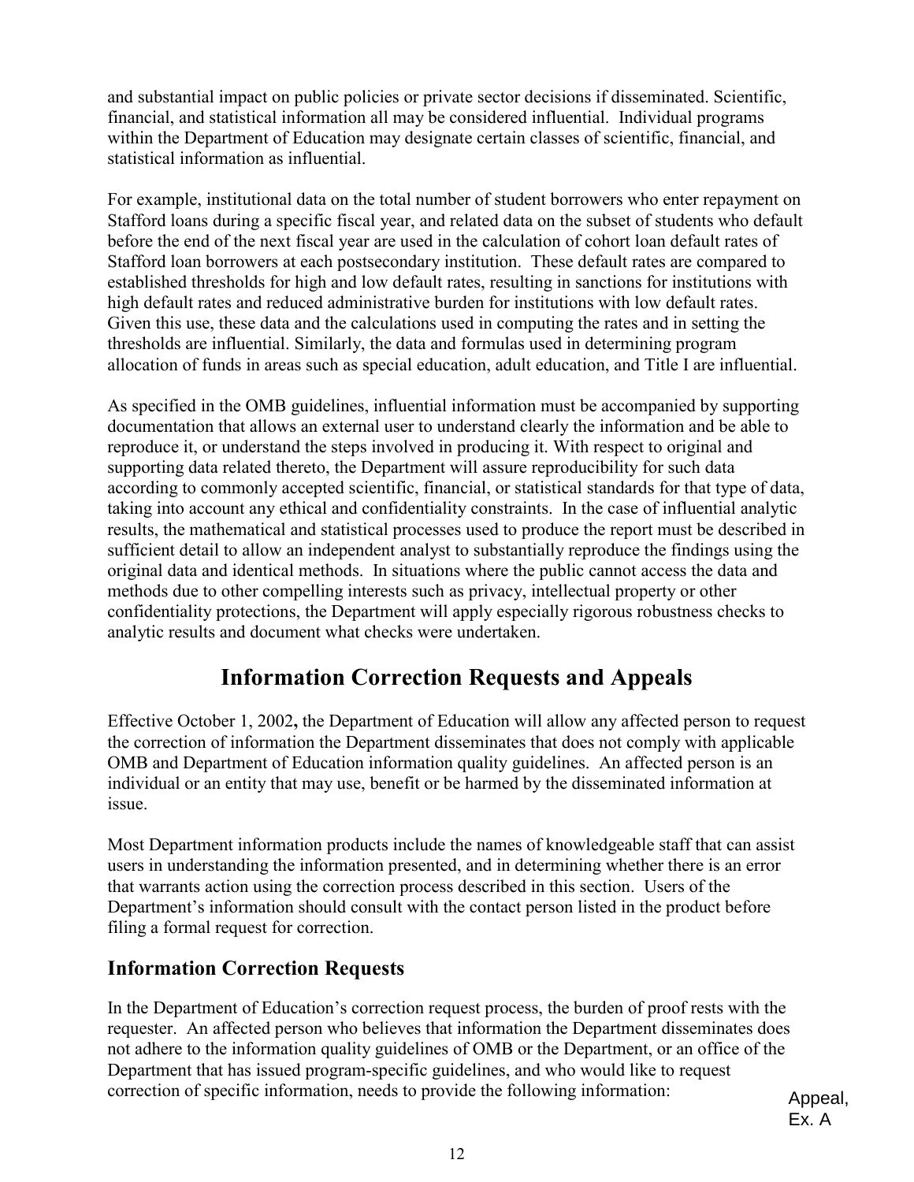and substantial impact on public policies or private sector decisions if disseminated. Scientific, financial, and statistical information all may be considered influential. Individual programs within the Department of Education may designate certain classes of scientific, financial, and statistical information as influential.

For example, institutional data on the total number of student borrowers who enter repayment on Stafford loans during a specific fiscal year, and related data on the subset of students who default before the end of the next fiscal year are used in the calculation of cohort loan default rates of Stafford loan borrowers at each postsecondary institution. These default rates are compared to established thresholds for high and low default rates, resulting in sanctions for institutions with high default rates and reduced administrative burden for institutions with low default rates. Given this use, these data and the calculations used in computing the rates and in setting the thresholds are influential. Similarly, the data and formulas used in determining program allocation of funds in areas such as special education, adult education, and Title I are influential.

As specified in the OMB guidelines, influential information must be accompanied by supporting documentation that allows an external user to understand clearly the information and be able to reproduce it, or understand the steps involved in producing it. With respect to original and supporting data related thereto, the Department will assure reproducibility for such data according to commonly accepted scientific, financial, or statistical standards for that type of data, taking into account any ethical and confidentiality constraints. In the case of influential analytic results, the mathematical and statistical processes used to produce the report must be described in sufficient detail to allow an independent analyst to substantially reproduce the findings using the original data and identical methods. In situations where the public cannot access the data and methods due to other compelling interests such as privacy, intellectual property or other confidentiality protections, the Department will apply especially rigorous robustness checks to analytic results and document what checks were undertaken.

## Information Correction Requests and Appeals

Effective October 1, 2002**,** the Department of Education will allow any affected person to request the correction of information the Department disseminates that does not comply with applicable OMB and Department of Education information quality guidelines. An affected person is an individual or an entity that may use, benefit or be harmed by the disseminated information at issue.

Most Department information products include the names of knowledgeable staff that can assist users in understanding the information presented, and in determining whether there is an error that warrants action using the correction process described in this section. Users of the Department's information should consult with the contact person listed in the product before filing a formal request for correction.

### Information Correction Requests

In the Department of Education's correction request process, the burden of proof rests with the requester. An affected person who believes that information the Department disseminates does not adhere to the information quality guidelines of OMB or the Department, or an office of the Department that has issued program-specific guidelines, and who would like to request correction of specific information, needs to provide the following information:

Appeal, Ex. A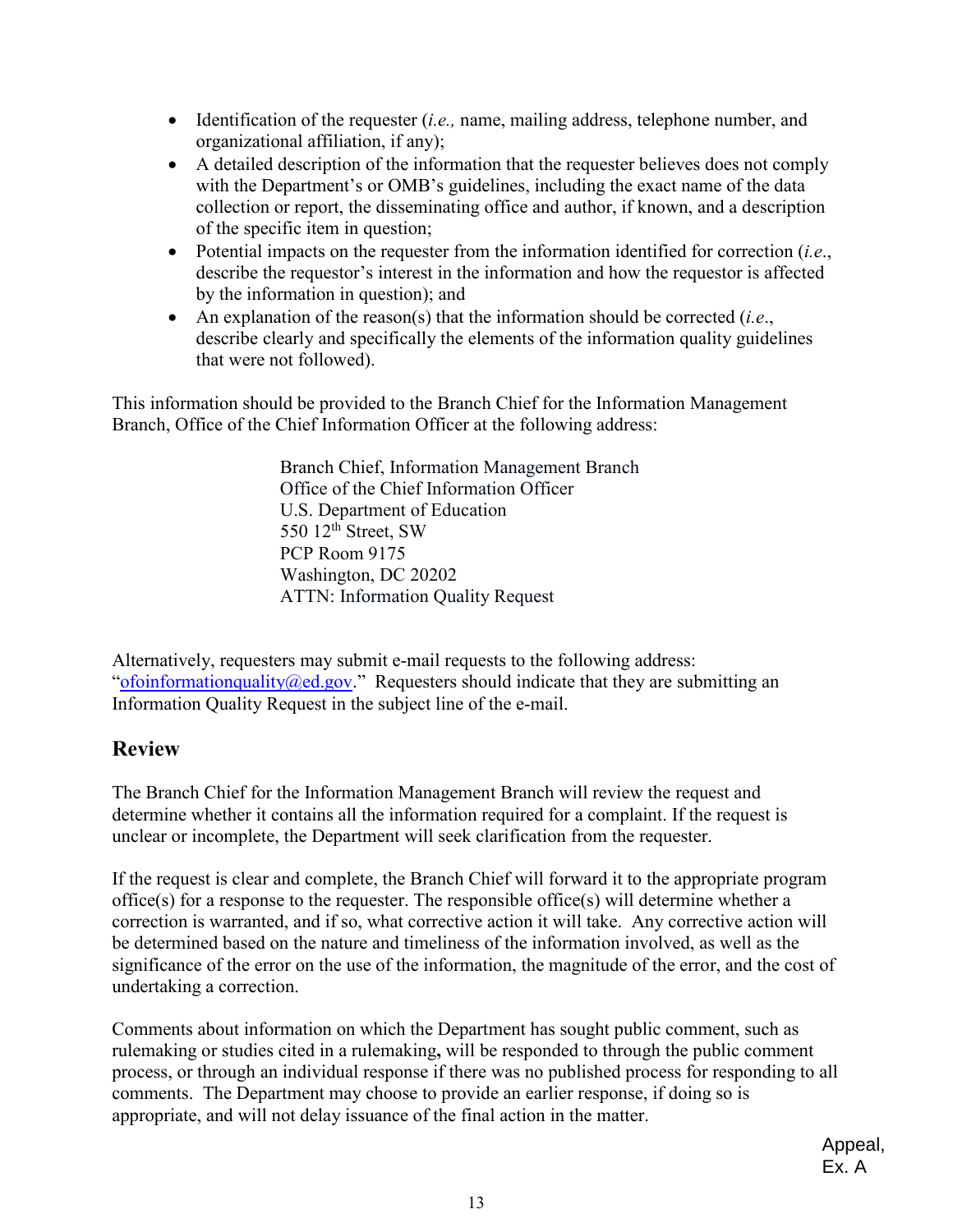- Identification of the requester (*i.e.,* name, mailing address, telephone number, and organizational affiliation, if any);
- A detailed description of the information that the requester believes does not comply with the Department's or OMB's guidelines, including the exact name of the data collection or report, the disseminating office and author, if known, and a description of the specific item in question;
- Potential impacts on the requester from the information identified for correction (*i.e*., describe the requestor's interest in the information and how the requestor is affected by the information in question); and
- An explanation of the reason(s) that the information should be corrected (*i.e*., describe clearly and specifically the elements of the information quality guidelines that were not followed).

This information should be provided to the Branch Chief for the Information Management Branch, Office of the Chief Information Officer at the following address:

> Branch Chief, Information Management Branch
> Office of the Chief Information Officer
> U.S. Department of Education
> 550 12th Street, SW
> PCP Room 9175
> Washington, DC 20202
> ATTN: Information Quality Request

Alternatively, requesters may submit e-mail requests to the following address: "ofoinformationquality@ed.gov." Requesters should indicate that they are submitting an Information Quality Request in the subject line of the e-mail.

## Review

The Branch Chief for the Information Management Branch will review the request and determine whether it contains all the information required for a complaint. If the request is unclear or incomplete, the Department will seek clarification from the requester.

If the request is clear and complete, the Branch Chief will forward it to the appropriate program office(s) for a response to the requester. The responsible office(s) will determine whether a correction is warranted, and if so, what corrective action it will take. Any corrective action will be determined based on the nature and timeliness of the information involved, as well as the significance of the error on the use of the information, the magnitude of the error, and the cost of undertaking a correction.

Comments about information on which the Department has sought public comment, such as rulemaking or studies cited in a rulemaking**,** will be responded to through the public comment process, or through an individual response if there was no published process for responding to all comments. The Department may choose to provide an earlier response, if doing so is appropriate, and will not delay issuance of the final action in the matter.

Appeal, Ex. A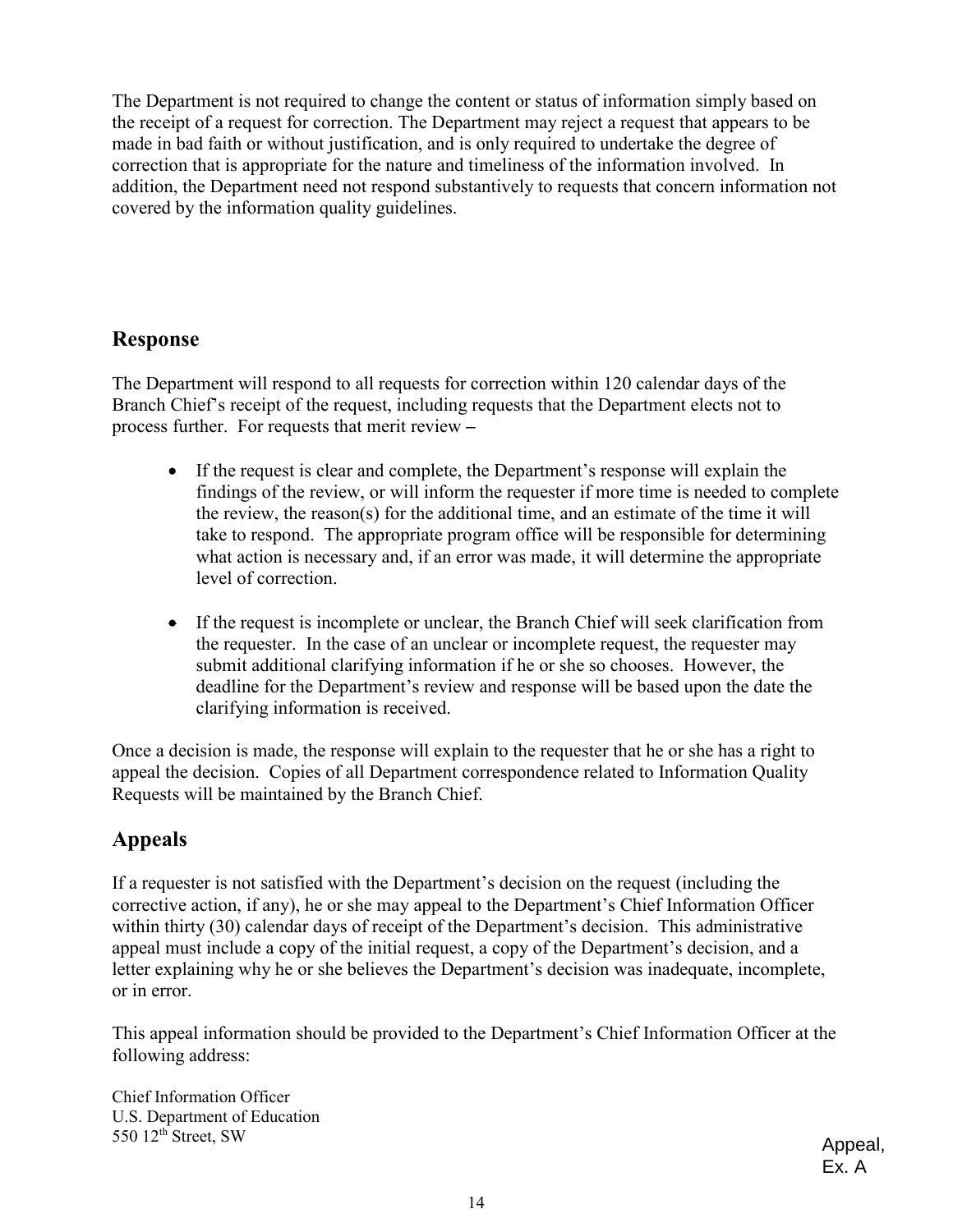The Department is not required to change the content or status of information simply based on the receipt of a request for correction. The Department may reject a request that appears to be made in bad faith or without justification, and is only required to undertake the degree of correction that is appropriate for the nature and timeliness of the information involved. In addition, the Department need not respond substantively to requests that concern information not covered by the information quality guidelines.

## Response

The Department will respond to all requests for correction within 120 calendar days of the Branch Chief's receipt of the request, including requests that the Department elects not to process further. For requests that merit review –

- If the request is clear and complete, the Department's response will explain the findings of the review, or will inform the requester if more time is needed to complete the review, the reason(s) for the additional time, and an estimate of the time it will take to respond. The appropriate program office will be responsible for determining what action is necessary and, if an error was made, it will determine the appropriate level of correction.

- If the request is incomplete or unclear, the Branch Chief will seek clarification from the requester. In the case of an unclear or incomplete request, the requester may submit additional clarifying information if he or she so chooses. However, the deadline for the Department's review and response will be based upon the date the clarifying information is received.

Once a decision is made, the response will explain to the requester that he or she has a right to appeal the decision. Copies of all Department correspondence related to Information Quality Requests will be maintained by the Branch Chief.

## Appeals

If a requester is not satisfied with the Department's decision on the request (including the corrective action, if any), he or she may appeal to the Department's Chief Information Officer within thirty (30) calendar days of receipt of the Department's decision. This administrative appeal must include a copy of the initial request, a copy of the Department's decision, and a letter explaining why he or she believes the Department's decision was inadequate, incomplete, or in error.

This appeal information should be provided to the Department's Chief Information Officer at the following address:

Chief Information Officer
U.S. Department of Education
550 12th Street, SW

Appeal, Ex. A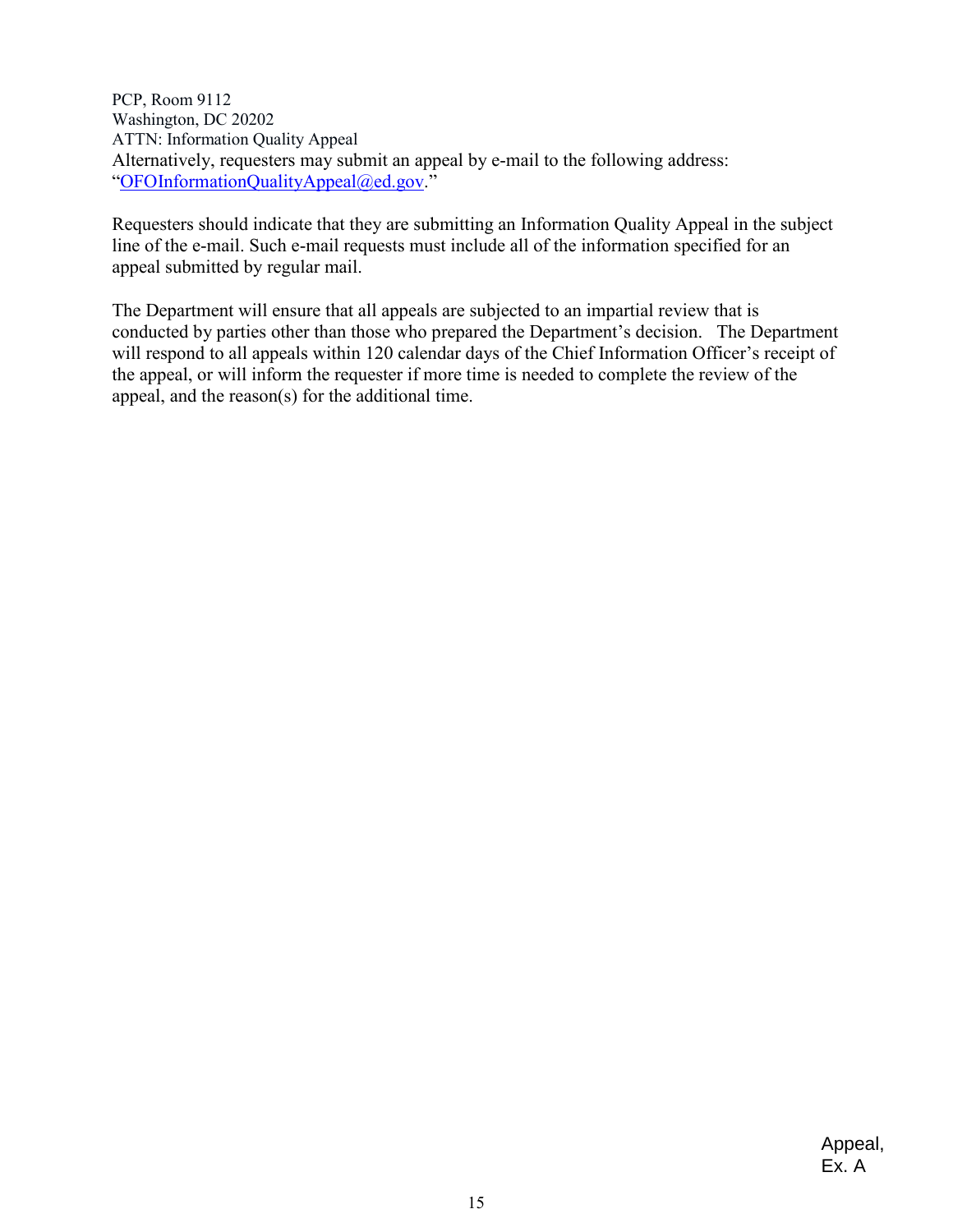PCP, Room 9112
Washington, DC 20202
ATTN: Information Quality Appeal
Alternatively, requesters may submit an appeal by e-mail to the following address: "OFOInformationQualityAppeal@ed.gov."

Requesters should indicate that they are submitting an Information Quality Appeal in the subject line of the e-mail. Such e-mail requests must include all of the information specified for an appeal submitted by regular mail.

The Department will ensure that all appeals are subjected to an impartial review that is conducted by parties other than those who prepared the Department's decision. The Department will respond to all appeals within 120 calendar days of the Chief Information Officer's receipt of the appeal, or will inform the requester if more time is needed to complete the review of the appeal, and the reason(s) for the additional time.

Appeal,
Ex. A